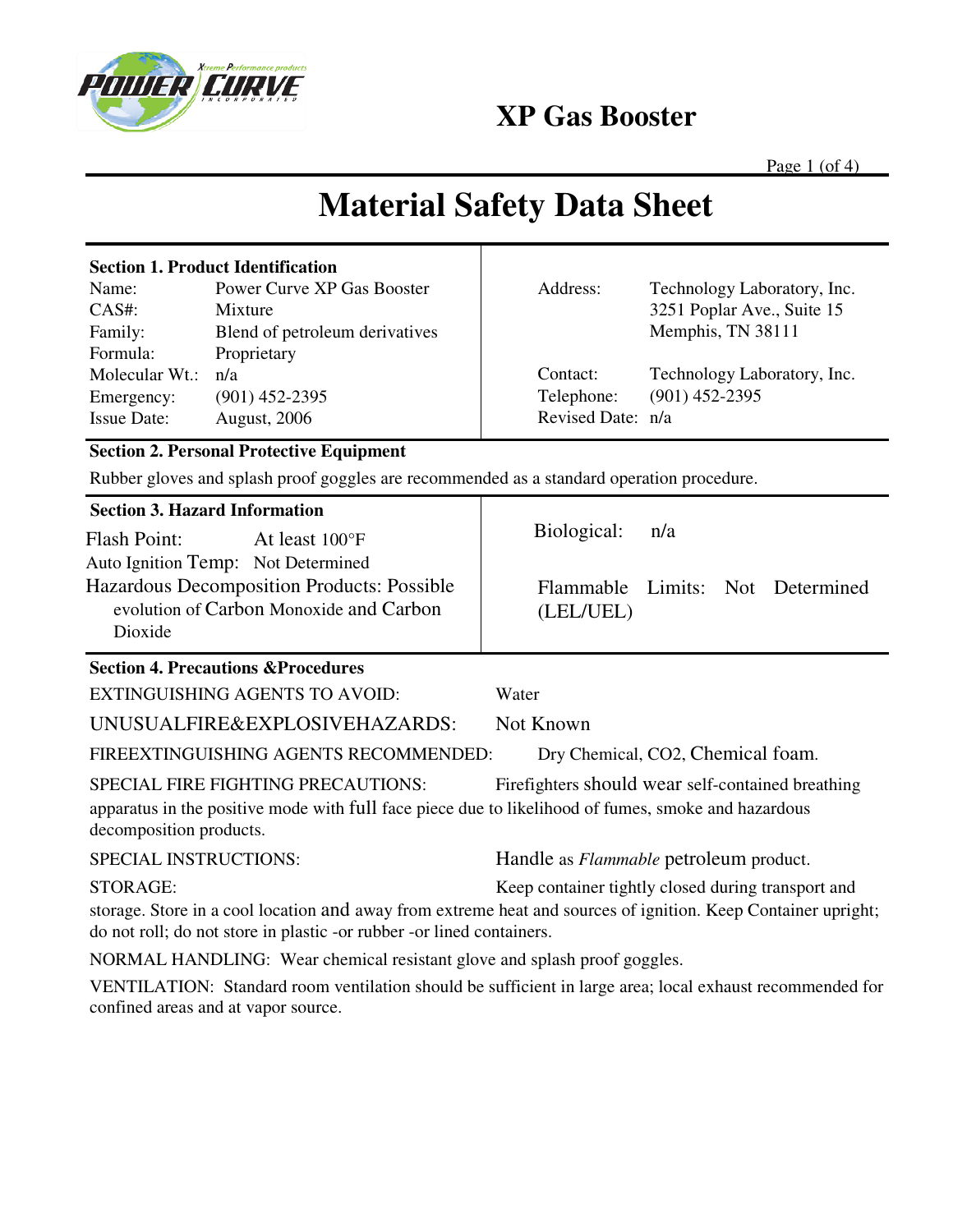# XP Gas Booster

# Material Safety Data Sheet

## Section 1. Product Identification

| | |
|---|---|
| Name: | Power Curve XP Gas Booster |
| CAS#: | Mixture |
| Family: | Blend of petroleum derivatives |
| Formula: | Proprietary |
| Molecular Wt.: | n/a |
| Emergency: | (901) 452-2395 |
| Issue Date: | August, 2006 |

| | |
|---|---|
| Address: | Technology Laboratory, Inc.<br>3251 Poplar Ave., Suite 15<br>Memphis, TN 38111 |
| Contact: | Technology Laboratory, Inc. |
| Telephone: | (901) 452-2395 |
| Revised Date: | n/a |

## Section 2. Personal Protective Equipment

Rubber gloves and splash proof goggles are recommended as a standard operation procedure.

## Section 3. Hazard Information

Flash Point: At least 100°F

Auto Ignition Temp: Not Determined

Hazardous Decomposition Products: Possible evolution of Carbon Monoxide and Carbon Dioxide

Biological: n/a

Flammable Limits: Not Determined (LEL/UEL)

## Section 4. Precautions &Procedures

EXTINGUISHING AGENTS TO AVOID: Water

UNUSUALFIRE&EXPLOSIVEHAZARDS: Not Known

FIREEXTINGUISHING AGENTS RECOMMENDED: Dry Chemical, CO2, Chemical foam.

SPECIAL FIRE FIGHTING PRECAUTIONS: Firefighters should wear self-contained breathing apparatus in the positive mode with full face piece due to likelihood of fumes, smoke and hazardous decomposition products.

SPECIAL INSTRUCTIONS: Handle as *Flammable* petroleum product.

STORAGE: Keep container tightly closed during transport and storage. Store in a cool location and away from extreme heat and sources of ignition. Keep Container upright; do not roll; do not store in plastic -or rubber -or lined containers.

NORMAL HANDLING: Wear chemical resistant glove and splash proof goggles.

VENTILATION: Standard room ventilation should be sufficient in large area; local exhaust recommended for confined areas and at vapor source.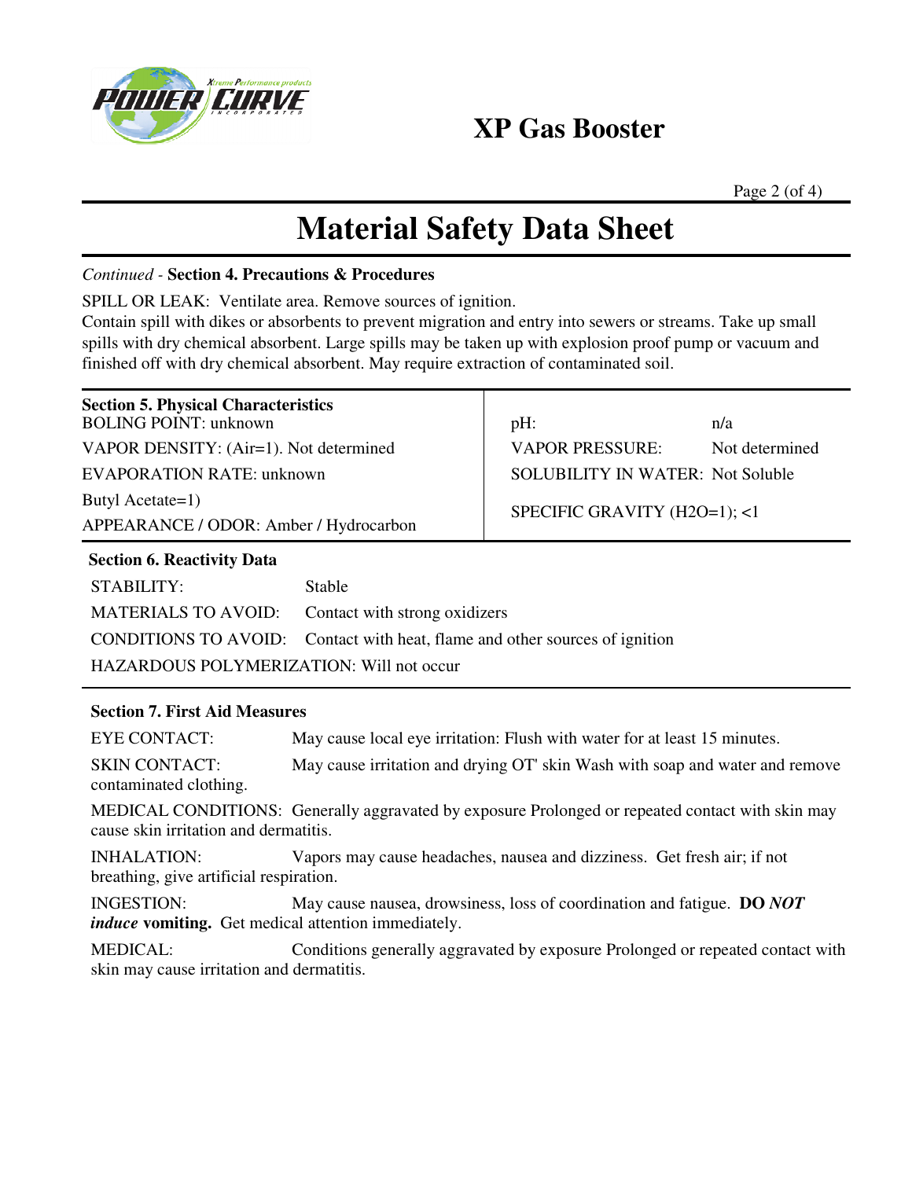# XP Gas Booster

# Material Safety Data Sheet

*Continued* - **Section 4. Precautions & Procedures**

SPILL OR LEAK: Ventilate area. Remove sources of ignition.
Contain spill with dikes or absorbents to prevent migration and entry into sewers or streams. Take up small spills with dry chemical absorbent. Large spills may be taken up with explosion proof pump or vacuum and finished off with dry chemical absorbent. May require extraction of contaminated soil.

**Section 5. Physical Characteristics**

BOLING POINT: unknown

VAPOR DENSITY: (Air=1). Not determined

EVAPORATION RATE: unknown

Butyl Acetate=1)

APPEARANCE / ODOR: Amber / Hydrocarbon

| | |
|---|---|
| pH: | n/a |
| VAPOR PRESSURE: | Not determined |
| SOLUBILITY IN WATER: | Not Soluble |
| SPECIFIC GRAVITY (H2O=1); <1 | |

**Section 6. Reactivity Data**

| | |
|---|---|
| STABILITY: | Stable |
| MATERIALS TO AVOID: | Contact with strong oxidizers |
| CONDITIONS TO AVOID: | Contact with heat, flame and other sources of ignition |

HAZARDOUS POLYMERIZATION: Will not occur

**Section 7. First Aid Measures**

EYE CONTACT: May cause local eye irritation: Flush with water for at least 15 minutes.

SKIN CONTACT: May cause irritation and drying OT' skin Wash with soap and water and remove contaminated clothing.

MEDICAL CONDITIONS: Generally aggravated by exposure Prolonged or repeated contact with skin may cause skin irritation and dermatitis.

INHALATION: Vapors may cause headaches, nausea and dizziness. Get fresh air; if not breathing, give artificial respiration.

INGESTION: May cause nausea, drowsiness, loss of coordination and fatigue. **DO *NOT* *induce* vomiting.** Get medical attention immediately.

MEDICAL: Conditions generally aggravated by exposure Prolonged or repeated contact with skin may cause irritation and dermatitis.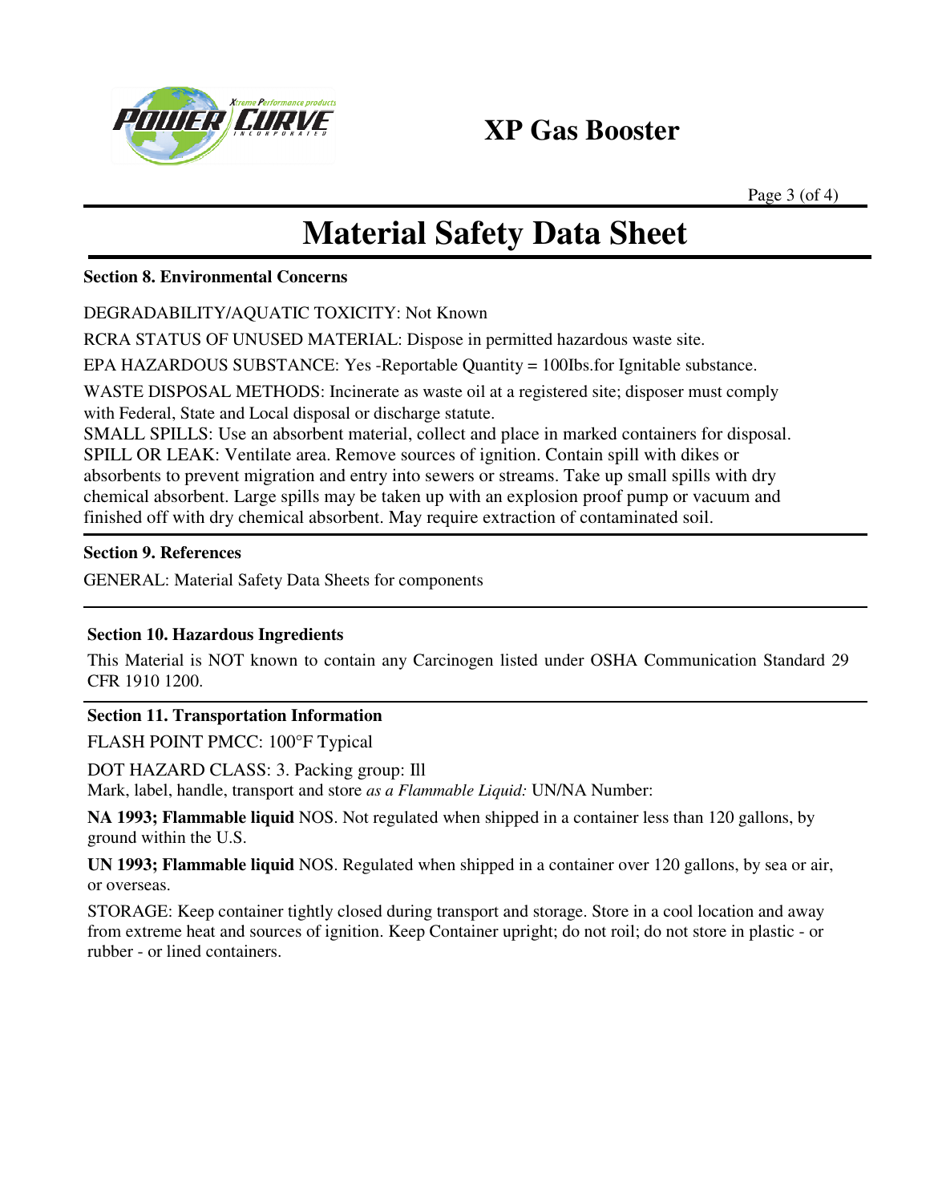# Material Safety Data Sheet

### Section 8. Environmental Concerns

DEGRADABILITY/AQUATIC TOXICITY: Not Known

RCRA STATUS OF UNUSED MATERIAL: Dispose in permitted hazardous waste site.

EPA HAZARDOUS SUBSTANCE: Yes -Reportable Quantity = 100Ibs.for Ignitable substance.

WASTE DISPOSAL METHODS: Incinerate as waste oil at a registered site; disposer must comply with Federal, State and Local disposal or discharge statute.

SMALL SPILLS: Use an absorbent material, collect and place in marked containers for disposal.

SPILL OR LEAK: Ventilate area. Remove sources of ignition. Contain spill with dikes or absorbents to prevent migration and entry into sewers or streams. Take up small spills with dry chemical absorbent. Large spills may be taken up with an explosion proof pump or vacuum and finished off with dry chemical absorbent. May require extraction of contaminated soil.

### Section 9. References

GENERAL: Material Safety Data Sheets for components

### Section 10. Hazardous Ingredients

This Material is NOT known to contain any Carcinogen listed under OSHA Communication Standard 29 CFR 1910 1200.

### Section 11. Transportation Information

FLASH POINT PMCC: 100°F Typical

DOT HAZARD CLASS: 3. Packing group: Ill

Mark, label, handle, transport and store *as a Flammable Liquid:* UN/NA Number:

**NA 1993; Flammable liquid** NOS. Not regulated when shipped in a container less than 120 gallons, by ground within the U.S.

**UN 1993; Flammable liquid** NOS. Regulated when shipped in a container over 120 gallons, by sea or air, or overseas.

STORAGE: Keep container tightly closed during transport and storage. Store in a cool location and away from extreme heat and sources of ignition. Keep Container upright; do not roil; do not store in plastic - or rubber - or lined containers.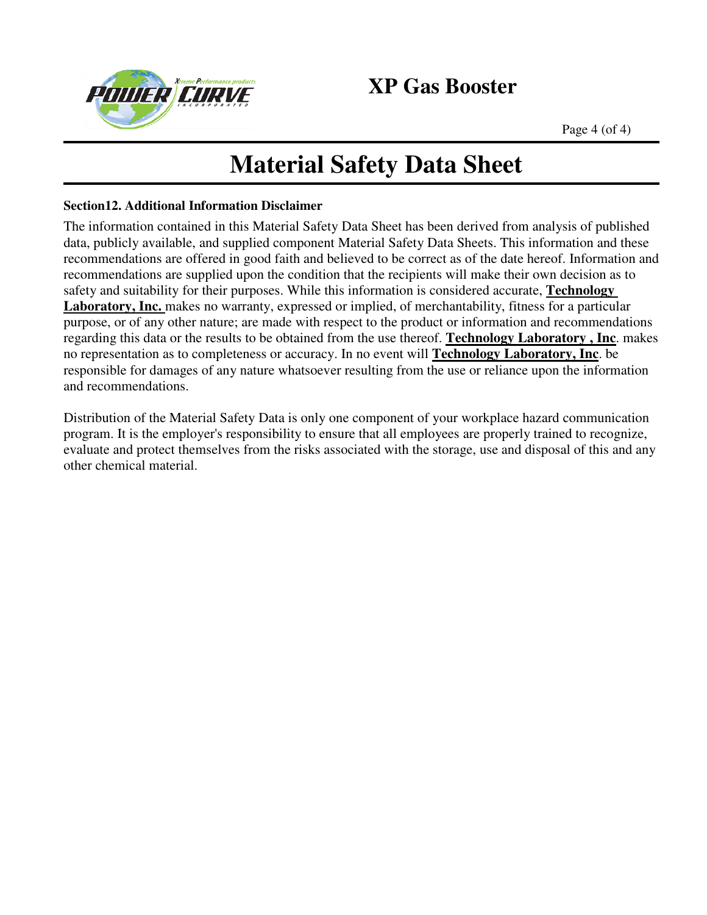# Material Safety Data Sheet

**Section12. Additional Information Disclaimer**

The information contained in this Material Safety Data Sheet has been derived from analysis of published data, publicly available, and supplied component Material Safety Data Sheets. This information and these recommendations are offered in good faith and believed to be correct as of the date hereof. Information and recommendations are supplied upon the condition that the recipients will make their own decision as to safety and suitability for their purposes. While this information is considered accurate, **Technology Laboratory, Inc.** makes no warranty, expressed or implied, of merchantability, fitness for a particular purpose, or of any other nature; are made with respect to the product or information and recommendations regarding this data or the results to be obtained from the use thereof. **Technology Laboratory , Inc**. makes no representation as to completeness or accuracy. In no event will **Technology Laboratory, Inc**. be responsible for damages of any nature whatsoever resulting from the use or reliance upon the information and recommendations.

Distribution of the Material Safety Data is only one component of your workplace hazard communication program. It is the employer's responsibility to ensure that all employees are properly trained to recognize, evaluate and protect themselves from the risks associated with the storage, use and disposal of this and any other chemical material.